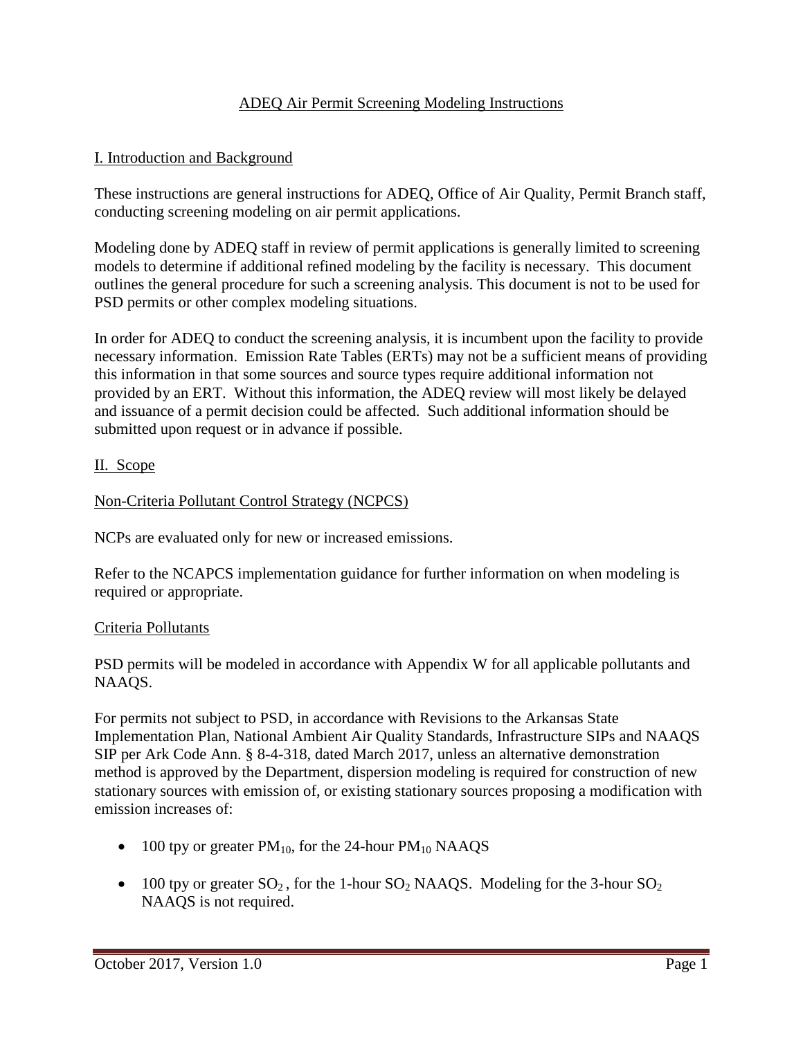# ADEQ Air Permit Screening Modeling Instructions

## I. Introduction and Background

These instructions are general instructions for ADEQ, Office of Air Quality, Permit Branch staff, conducting screening modeling on air permit applications.

Modeling done by ADEQ staff in review of permit applications is generally limited to screening models to determine if additional refined modeling by the facility is necessary. This document outlines the general procedure for such a screening analysis. This document is not to be used for PSD permits or other complex modeling situations.

In order for ADEQ to conduct the screening analysis, it is incumbent upon the facility to provide necessary information. Emission Rate Tables (ERTs) may not be a sufficient means of providing this information in that some sources and source types require additional information not provided by an ERT. Without this information, the ADEQ review will most likely be delayed and issuance of a permit decision could be affected. Such additional information should be submitted upon request or in advance if possible.

## II. Scope

### Non-Criteria Pollutant Control Strategy (NCPCS)

NCPs are evaluated only for new or increased emissions.

Refer to the NCAPCS implementation guidance for further information on when modeling is required or appropriate.

### Criteria Pollutants

PSD permits will be modeled in accordance with Appendix W for all applicable pollutants and NAAQS.

For permits not subject to PSD, in accordance with Revisions to the Arkansas State Implementation Plan, National Ambient Air Quality Standards, Infrastructure SIPs and NAAQS SIP per Ark Code Ann. § 8-4-318, dated March 2017, unless an alternative demonstration method is approved by the Department, dispersion modeling is required for construction of new stationary sources with emission of, or existing stationary sources proposing a modification with emission increases of:

- 100 tpy or greater $PM_{10}$, for the 24-hour $PM_{10}$ NAAQS
- 100 tpy or greater $SO_2$ , for the 1-hour $SO_2$ NAAQS. Modeling for the 3-hour $SO_2$ NAAQS is not required.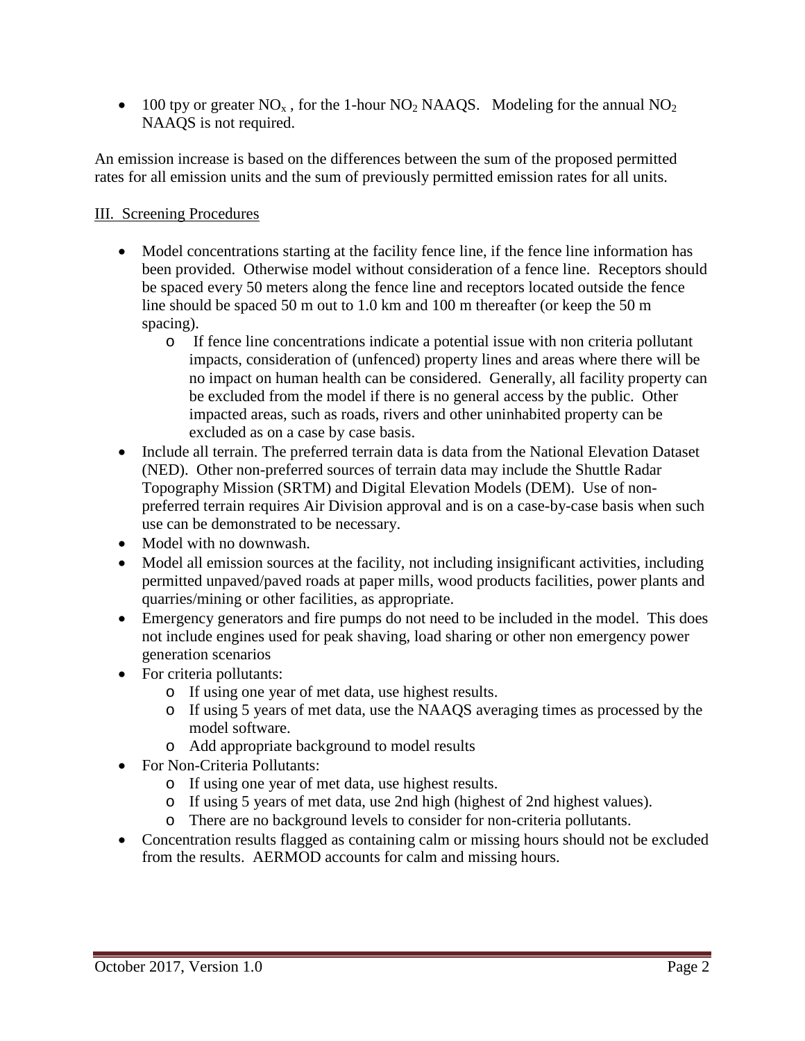- 100 tpy or greater $NO_x$, for the 1-hour $NO_2$ NAAQS. Modeling for the annual $NO_2$ NAAQS is not required.

An emission increase is based on the differences between the sum of the proposed permitted rates for all emission units and the sum of previously permitted emission rates for all units.

## III. Screening Procedures

- Model concentrations starting at the facility fence line, if the fence line information has been provided. Otherwise model without consideration of a fence line. Receptors should be spaced every 50 meters along the fence line and receptors located outside the fence line should be spaced 50 m out to 1.0 km and 100 m thereafter (or keep the 50 m spacing).
    - If fence line concentrations indicate a potential issue with non criteria pollutant impacts, consideration of (unfenced) property lines and areas where there will be no impact on human health can be considered. Generally, all facility property can be excluded from the model if there is no general access by the public. Other impacted areas, such as roads, rivers and other uninhabited property can be excluded as on a case by case basis.
- Include all terrain. The preferred terrain data is data from the National Elevation Dataset (NED). Other non-preferred sources of terrain data may include the Shuttle Radar Topography Mission (SRTM) and Digital Elevation Models (DEM). Use of non-preferred terrain requires Air Division approval and is on a case-by-case basis when such use can be demonstrated to be necessary.
- Model with no downwash.
- Model all emission sources at the facility, not including insignificant activities, including permitted unpaved/paved roads at paper mills, wood products facilities, power plants and quarries/mining or other facilities, as appropriate.
- Emergency generators and fire pumps do not need to be included in the model. This does not include engines used for peak shaving, load sharing or other non emergency power generation scenarios
- For criteria pollutants:
    - If using one year of met data, use highest results.
    - If using 5 years of met data, use the NAAQS averaging times as processed by the model software.
    - Add appropriate background to model results
- For Non-Criteria Pollutants:
    - If using one year of met data, use highest results.
    - If using 5 years of met data, use 2nd high (highest of 2nd highest values).
    - There are no background levels to consider for non-criteria pollutants.
- Concentration results flagged as containing calm or missing hours should not be excluded from the results. AERMOD accounts for calm and missing hours.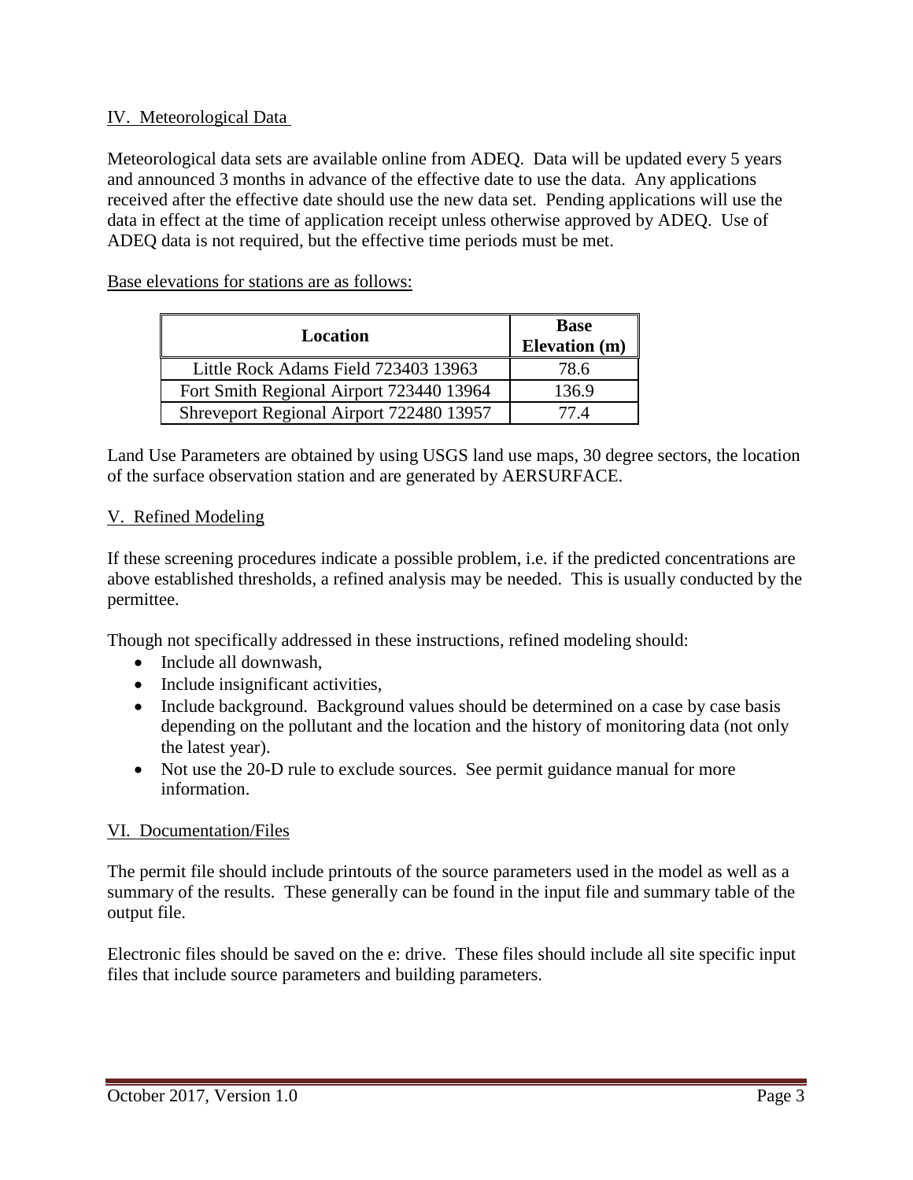## IV. Meteorological Data

Meteorological data sets are available online from ADEQ. Data will be updated every 5 years and announced 3 months in advance of the effective date to use the data. Any applications received after the effective date should use the new data set. Pending applications will use the data in effect at the time of application receipt unless otherwise approved by ADEQ. Use of ADEQ data is not required, but the effective time periods must be met.

Base elevations for stations are as follows:

| Location | Base Elevation (m) |
|---|---|
| Little Rock Adams Field 723403 13963 | 78.6 |
| Fort Smith Regional Airport 723440 13964 | 136.9 |
| Shreveport Regional Airport 722480 13957 | 77.4 |

Land Use Parameters are obtained by using USGS land use maps, 30 degree sectors, the location of the surface observation station and are generated by AERSURFACE.

## V. Refined Modeling

If these screening procedures indicate a possible problem, i.e. if the predicted concentrations are above established thresholds, a refined analysis may be needed. This is usually conducted by the permittee.

Though not specifically addressed in these instructions, refined modeling should:

- Include all downwash,
- Include insignificant activities,
- Include background. Background values should be determined on a case by case basis depending on the pollutant and the location and the history of monitoring data (not only the latest year).
- Not use the 20-D rule to exclude sources. See permit guidance manual for more information.

## VI. Documentation/Files

The permit file should include printouts of the source parameters used in the model as well as a summary of the results. These generally can be found in the input file and summary table of the output file.

Electronic files should be saved on the e: drive. These files should include all site specific input files that include source parameters and building parameters.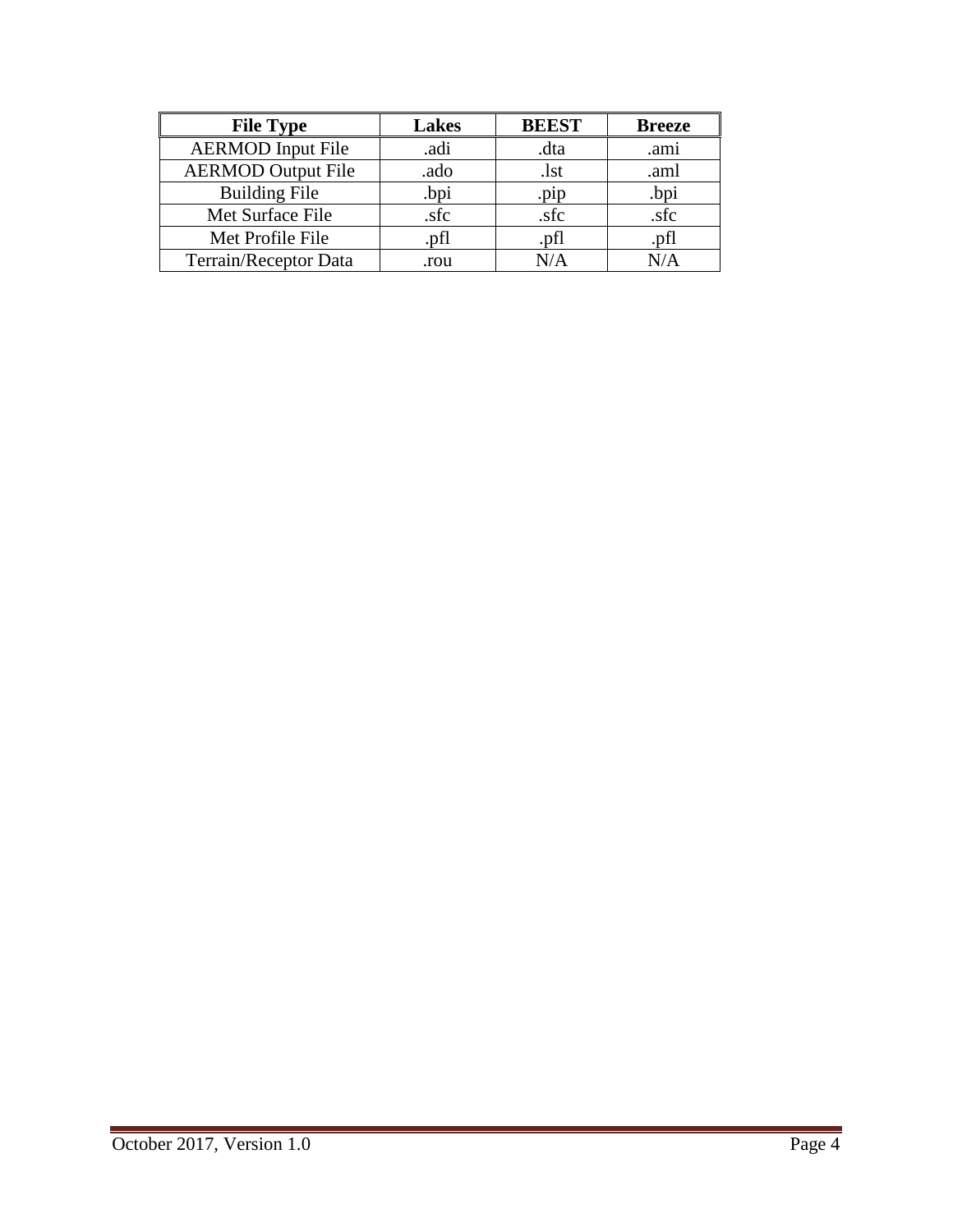| File Type | Lakes | BEEST | Breeze |
| --- | --- | --- | --- |
| AERMOD Input File | .adi | .dta | .ami |
| AERMOD Output File | .ado | .lst | .aml |
| Building File | .bpi | .pip | .bpi |
| Met Surface File | .sfc | .sfc | .sfc |
| Met Profile File | .pfl | .pfl | .pfl |
| Terrain/Receptor Data | .rou | N/A | N/A |